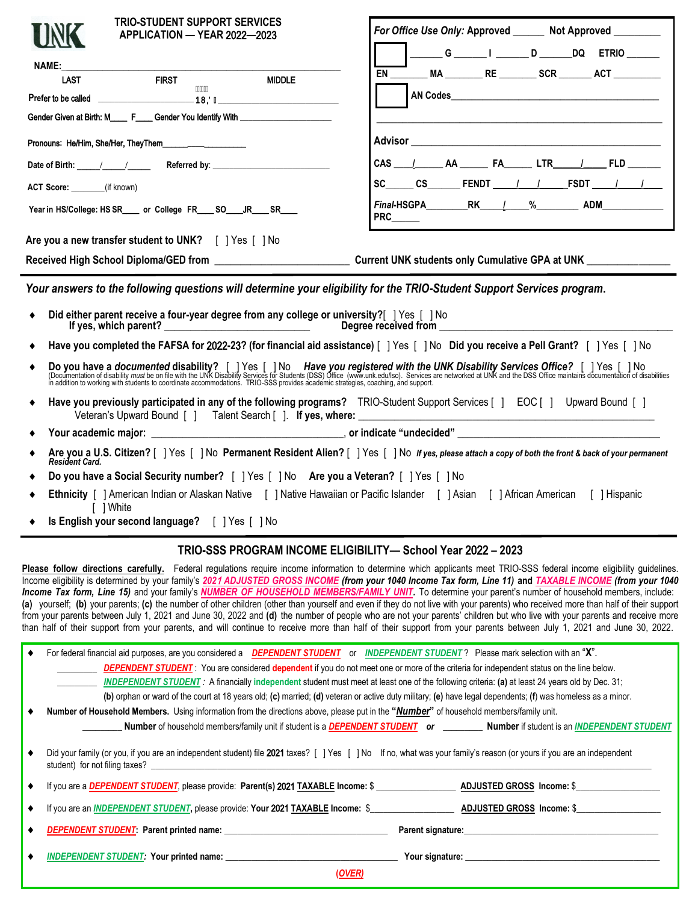UNK

# TRIO-STUDENT SUPPORT SERVICES APPLICATION — YEAR 2022—2023

**For Office Use Only:** Approved ______ Not Approved ________

______ G ______ I ______ D ______DQ ETRIO ______

EN _______ MA _______ RE _______ SCR ______ ACT _________

AN Codes____________________________________________

Advisor ____________________________________________

CAS ___/_____ AA _____ FA_____ LTR_____/_____ FLD ______

SC______ CS______ FENDT ____/___/_____FSDT ____/____/____

*Final*-HSGPA________RK____/____%________ ADM___________ PRC______

NAME:_______________________________________________
LAST FIRST MIDDLE

Prefer to be called ____________________ 18,' ____________________

Gender Given at Birth: M____ F____ Gender You Identify With ____________________

Pronouns: He/Him, She/Her, They/Them________________

Date of Birth: _____/_____/_____ Referred by: ________________________

ACT Score: _______(if known)

Year in HS/College: HS SR____ or College FR___ SO___ JR___ SR___

Are you a new transfer student to UNK? [ ] Yes [ ] No

Received High School Diploma/GED from ________________________ Current UNK students only Cumulative GPA at UNK _______________

***Your answers to the following questions will determine your eligibility for the TRIO-Student Support Services program.***

- **Did either parent receive a four-year degree from any college or university?**[ ] Yes [ ] No
  **If yes, which parent?** ________________________ **Degree received from** ________________________________
- **Have you completed the FAFSA for 2022-23? (for financial aid assistance)** [ ] Yes [ ] No **Did you receive a Pell Grant?** [ ] Yes [ ] No
- **Do you have a *documented* disability?** [ ] Yes [ ] No ***Have you registered with the UNK Disability Services Office?*** [ ] Yes [ ] No
  (Documentation of disability *must* be on file with the UNK Disability Services for Students (DSS) Office (www.unk.edu/lso). Services are networked at UNK and the DSS Office maintains documentation of disabilities in addition to working with students to coordinate accommodations. TRIO-SSS provides academic strategies, coaching, and support.
- **Have you previously participated in any of the following programs?** TRIO-Student Support Services [ ] EOC [ ] Upward Bound [ ] Veteran's Upward Bound [ ] Talent Search [ ]. **If yes, where:** ________________________________
- **Your academic major:** ________________________________, **or indicate "undecided"** ________________________________
- **Are you a U.S. Citizen?** [ ] Yes [ ] No **Permanent Resident Alien?** [ ] Yes [ ] No ***If yes, please attach a copy of both the front & back of your permanent Resident Card.***
- **Do you have a Social Security number?** [ ] Yes [ ] No **Are you a Veteran?** [ ] Yes [ ] No
- **Ethnicity** [ ] American Indian or Alaskan Native [ ] Native Hawaiian or Pacific Islander [ ] Asian [ ] African American [ ] Hispanic [ ] White
- **Is English your second language?** [ ] Yes [ ] No

## TRIO-SSS PROGRAM INCOME ELIGIBILITY— School Year 2022 – 2023

**Please follow directions carefully.** Federal regulations require income information to determine which applicants meet TRIO-SSS federal income eligibility guidelines. Income eligibility is determined by your family's ***2021 ADJUSTED GROSS INCOME*** ***(from your 1040 Income Tax form, Line 11)*** **and** ***TAXABLE INCOME*** ***(from your 1040 Income Tax form, Line 15)*** and your family's ***NUMBER OF HOUSEHOLD MEMBERS/FAMILY UNIT.*** To determine your parent's number of household members, include: **(a)** yourself; **(b)** your parents; **(c)** the number of other children (other than yourself and even if they do not live with your parents) who received more than half of their support from your parents between July 1, 2021 and June 30, 2022 and **(d)** the number of people who are not your parents' children but who live with your parents and receive more than half of their support from your parents, and will continue to receive more than half of their support from your parents between July 1, 2021 and June 30, 2022.

- For federal financial aid purposes, are you considered a ***DEPENDENT STUDENT*** or ***INDEPENDENT STUDENT***? Please mark selection with an "**X**".
  ________ ***DEPENDENT STUDENT***: You are considered **dependent** if you do not meet one or more of the criteria for independent status on the line below.
  ________ ***INDEPENDENT STUDENT***: A financially **independent** student must meet at least one of the following criteria: **(a)** at least 24 years old by Dec. 31; **(b)** orphan or ward of the court at 18 years old; **(c)** married; **(d)** veteran or active duty military; **(e)** have legal dependents; **(f)** was homeless as a minor.
- **Number of Household Members.** Using information from the directions above, please put in the **"*Number*"** of household members/family unit.
  ________ **Number** of household members/family unit if student is a ***DEPENDENT STUDENT*** ***or*** ________ **Number** if student is an ***INDEPENDENT STUDENT***
- Did your family (or you, if you are an independent student) file **2021** taxes? [ ] Yes [ ] No If no, what was your family's reason (or yours if you are an independent student) for not filing taxes? ________________________________
- If you are a ***DEPENDENT STUDENT***, please provide: **Parent(s) 2021 TAXABLE Income:** $ ________________ **ADJUSTED GROSS Income:** $________________
- If you are an ***INDEPENDENT STUDENT***, please provide: **Your 2021 TAXABLE Income:** $________________ **ADJUSTED GROSS Income:** $________________
- ***DEPENDENT STUDENT***: **Parent printed name:** ________________________________ **Parent signature:** ________________________________
- ***INDEPENDENT STUDENT***: **Your printed name:** ________________________________ **Your signature:** ________________________________

*(OVER)*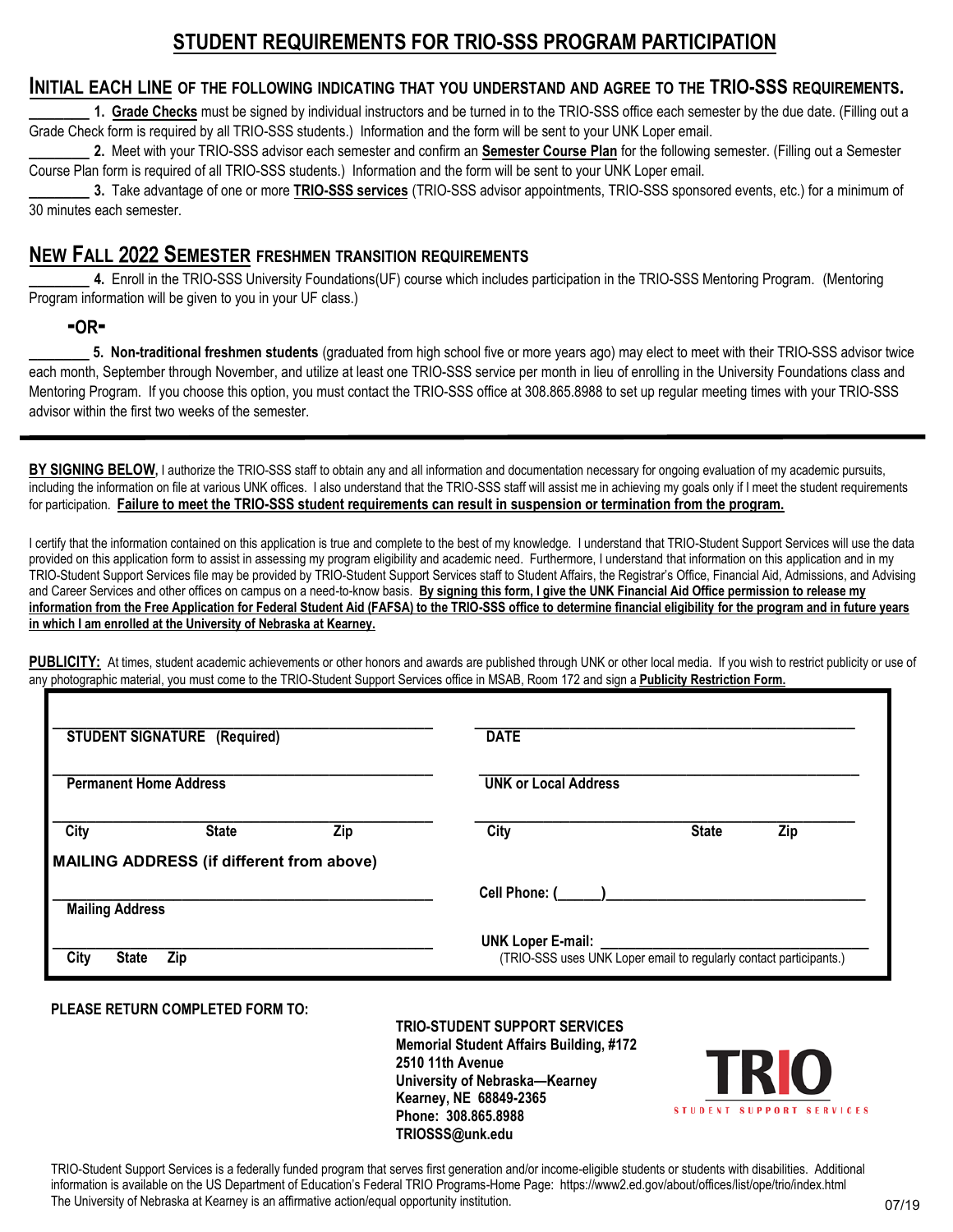# STUDENT REQUIREMENTS FOR TRIO-SSS PROGRAM PARTICIPATION

## INITIAL EACH LINE OF THE FOLLOWING INDICATING THAT YOU UNDERSTAND AND AGREE TO THE TRIO-SSS REQUIREMENTS.

________ **1. Grade Checks** must be signed by individual instructors and be turned in to the TRIO-SSS office each semester by the due date. (Filling out a Grade Check form is required by all TRIO-SSS students.) Information and the form will be sent to your UNK Loper email.

________ **2.** Meet with your TRIO-SSS advisor each semester and confirm an **Semester Course Plan** for the following semester. (Filling out a Semester Course Plan form is required of all TRIO-SSS students.) Information and the form will be sent to your UNK Loper email.

________ **3.** Take advantage of one or more **TRIO-SSS services** (TRIO-SSS advisor appointments, TRIO-SSS sponsored events, etc.) for a minimum of 30 minutes each semester.

## NEW FALL 2022 SEMESTER FRESHMEN TRANSITION REQUIREMENTS

________ **4.** Enroll in the TRIO-SSS University Foundations(UF) course which includes participation in the TRIO-SSS Mentoring Program. (Mentoring Program information will be given to you in your UF class.)

**-OR-**

________ **5. Non-traditional freshmen students** (graduated from high school five or more years ago) may elect to meet with their TRIO-SSS advisor twice each month, September through November, and utilize at least one TRIO-SSS service per month in lieu of enrolling in the University Foundations class and Mentoring Program. If you choose this option, you must contact the TRIO-SSS office at 308.865.8988 to set up regular meeting times with your TRIO-SSS advisor within the first two weeks of the semester.

---

**BY SIGNING BELOW,** I authorize the TRIO-SSS staff to obtain any and all information and documentation necessary for ongoing evaluation of my academic pursuits, including the information on file at various UNK offices. I also understand that the TRIO-SSS staff will assist me in achieving my goals only if I meet the student requirements for participation. **Failure to meet the TRIO-SSS student requirements can result in suspension or termination from the program.**

I certify that the information contained on this application is true and complete to the best of my knowledge. I understand that TRIO-Student Support Services will use the data provided on this application form to assist in assessing my program eligibility and academic need. Furthermore, I understand that information on this application and in my TRIO-Student Support Services file may be provided by TRIO-Student Support Services staff to Student Affairs, the Registrar's Office, Financial Aid, Admissions, and Advising and Career Services and other offices on campus on a need-to-know basis. **By signing this form, I give the UNK Financial Aid Office permission to release my information from the Free Application for Federal Student Aid (FAFSA) to the TRIO-SSS office to determine financial eligibility for the program and in future years in which I am enrolled at the University of Nebraska at Kearney.**

**PUBLICITY:** At times, student academic achievements or other honors and awards are published through UNK or other local media. If you wish to restrict publicity or use of any photographic material, you must come to the TRIO-Student Support Services office in MSAB, Room 172 and sign a **Publicity Restriction Form.**

**STUDENT SIGNATURE (Required)** ________________________ **DATE** ________________________

**Permanent Home Address** ________________________ **UNK or Local Address** ________________________

**City** ________ **State** ________ **Zip** ________ **City** ________ **State** ________ **Zip** ________

**MAILING ADDRESS (if different from above)**

**Mailing Address** ________________________ **Cell Phone: (______)** ________________________

**City** ________ **State** ________ **Zip** ________ **UNK Loper E-mail:** ________________________
(TRIO-SSS uses UNK Loper email to regularly contact participants.)

**PLEASE RETURN COMPLETED FORM TO:**

**TRIO-STUDENT SUPPORT SERVICES**
**Memorial Student Affairs Building, #172**
**2510 11th Avenue**
**University of Nebraska—Kearney**
**Kearney, NE 68849-2365**
**Phone: 308.865.8988**
**TRIOSSS@unk.edu**

TRIO STUDENT SUPPORT SERVICES

TRIO-Student Support Services is a federally funded program that serves first generation and/or income-eligible students or students with disabilities. Additional information is available on the US Department of Education's Federal TRIO Programs-Home Page: https://www2.ed.gov/about/offices/list/ope/trio/index.html
The University of Nebraska at Kearney is an affirmative action/equal opportunity institution.

07/19